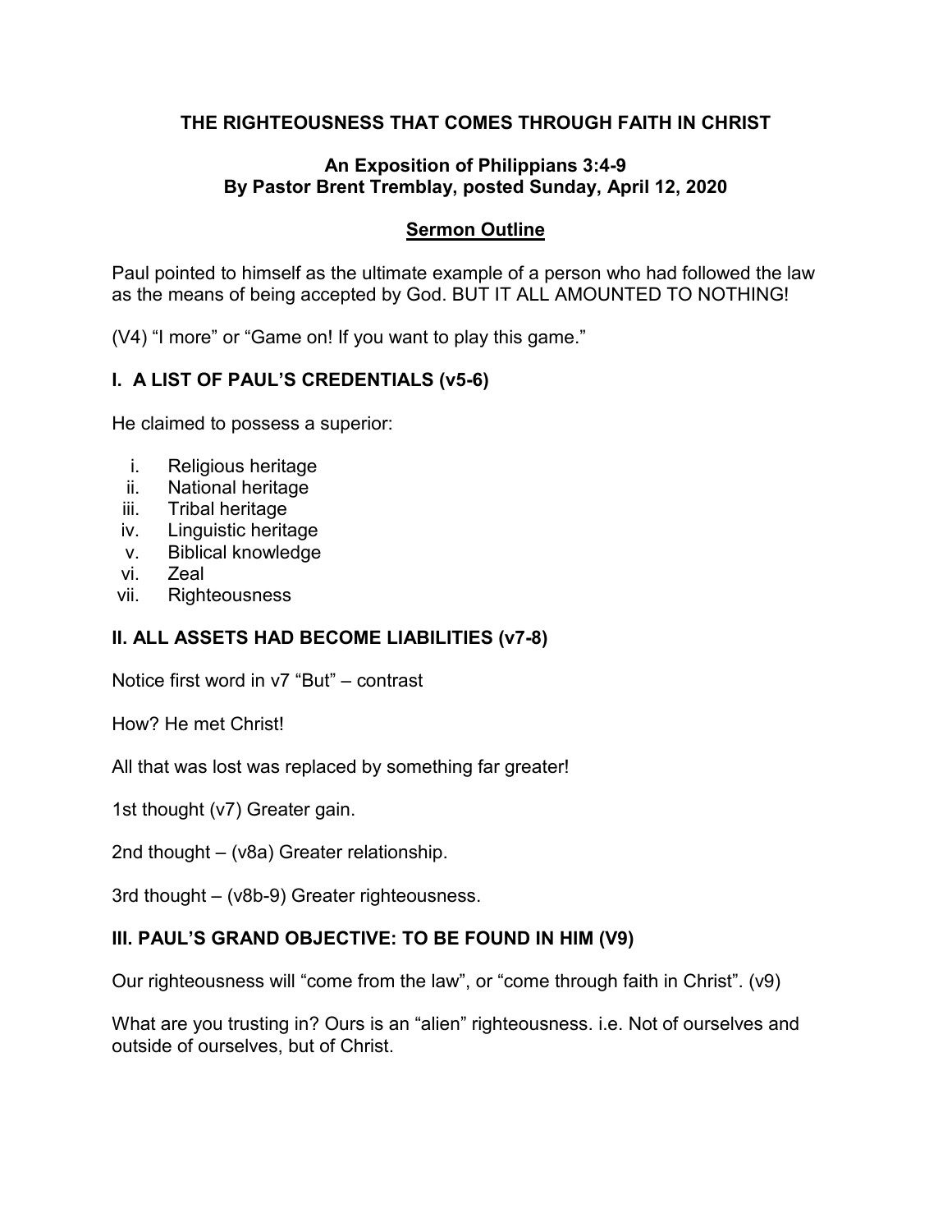# THE RIGHTEOUSNESS THAT COMES THROUGH FAITH IN CHRIST

**An Exposition of Philippians 3:4-9**
**By Pastor Brent Tremblay, posted Sunday, April 12, 2020**

## <u>Sermon Outline</u>

Paul pointed to himself as the ultimate example of a person who had followed the law as the means of being accepted by God. BUT IT ALL AMOUNTED TO NOTHING!

(V4) "I more" or "Game on! If you want to play this game."

### I. A LIST OF PAUL'S CREDENTIALS (v5-6)

He claimed to possess a superior:

i. Religious heritage
ii. National heritage
iii. Tribal heritage
iv. Linguistic heritage
v. Biblical knowledge
vi. Zeal
vii. Righteousness

### II. ALL ASSETS HAD BECOME LIABILITIES (v7-8)

Notice first word in v7 "But" – contrast

How? He met Christ!

All that was lost was replaced by something far greater!

1st thought (v7) Greater gain.

2nd thought – (v8a) Greater relationship.

3rd thought – (v8b-9) Greater righteousness.

### III. PAUL'S GRAND OBJECTIVE: TO BE FOUND IN HIM (V9)

Our righteousness will "come from the law", or "come through faith in Christ". (v9)

What are you trusting in? Ours is an "alien" righteousness. i.e. Not of ourselves and outside of ourselves, but of Christ.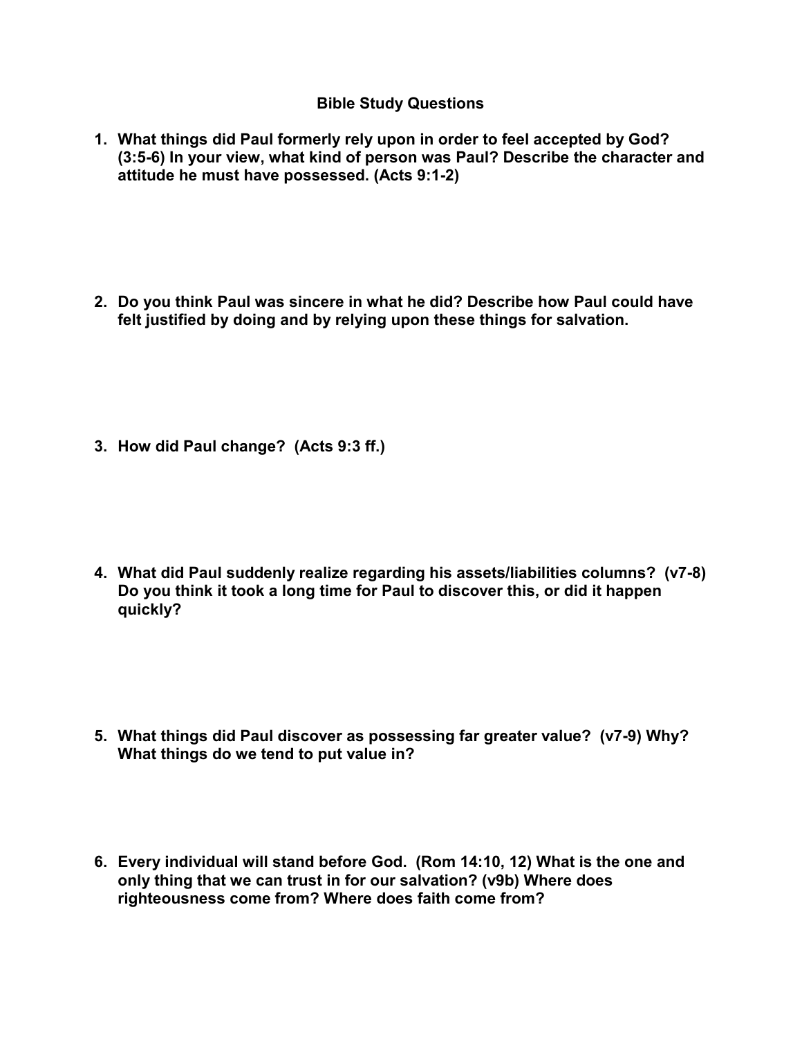**Bible Study Questions**

1. **What things did Paul formerly rely upon in order to feel accepted by God? (3:5-6) In your view, what kind of person was Paul? Describe the character and attitude he must have possessed. (Acts 9:1-2)**

2. **Do you think Paul was sincere in what he did? Describe how Paul could have felt justified by doing and by relying upon these things for salvation.**

3. **How did Paul change? (Acts 9:3 ff.)**

4. **What did Paul suddenly realize regarding his assets/liabilities columns? (v7-8) Do you think it took a long time for Paul to discover this, or did it happen quickly?**

5. **What things did Paul discover as possessing far greater value? (v7-9) Why? What things do we tend to put value in?**

6. **Every individual will stand before God. (Rom 14:10, 12) What is the one and only thing that we can trust in for our salvation? (v9b) Where does righteousness come from? Where does faith come from?**